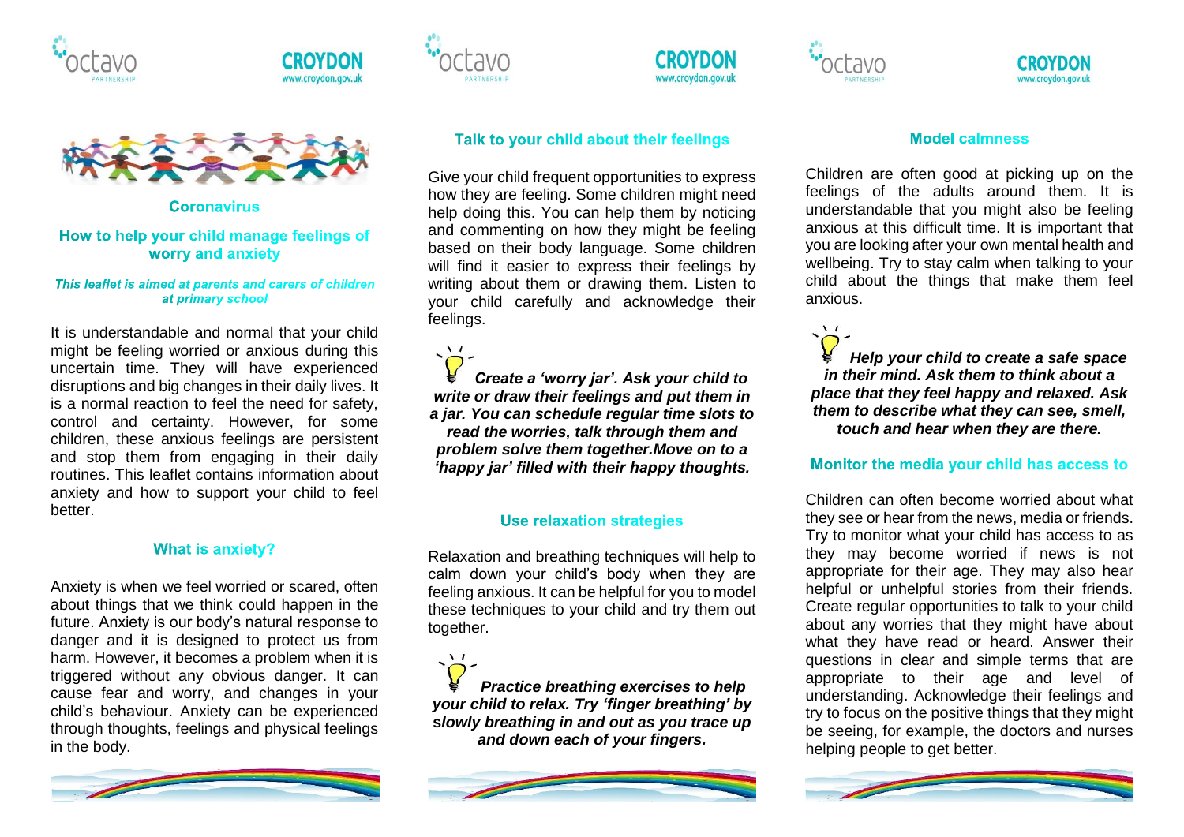## Coronavirus

## How to help your child manage feelings of worry and anxiety

***This leaflet is aimed at parents and carers of children at primary school***

It is understandable and normal that your child might be feeling worried or anxious during this uncertain time. They will have experienced disruptions and big changes in their daily lives. It is a normal reaction to feel the need for safety, control and certainty. However, for some children, these anxious feelings are persistent and stop them from engaging in their daily routines. This leaflet contains information about anxiety and how to support your child to feel better.

### What is anxiety?

Anxiety is when we feel worried or scared, often about things that we think could happen in the future. Anxiety is our body's natural response to danger and it is designed to protect us from harm. However, it becomes a problem when it is triggered without any obvious danger. It can cause fear and worry, and changes in your child's behaviour. Anxiety can be experienced through thoughts, feelings and physical feelings in the body.

### Talk to your child about their feelings

Give your child frequent opportunities to express how they are feeling. Some children might need help doing this. You can help them by noticing and commenting on how they might be feeling based on their body language. Some children will find it easier to express their feelings by writing about them or drawing them. Listen to your child carefully and acknowledge their feelings.

***Create a 'worry jar'. Ask your child to write or draw their feelings and put them in a jar. You can schedule regular time slots to read the worries, talk through them and problem solve them together.Move on to a 'happy jar' filled with their happy thoughts.***

### Use relaxation strategies

Relaxation and breathing techniques will help to calm down your child's body when they are feeling anxious. It can be helpful for you to model these techniques to your child and try them out together.

***Practice breathing exercises to help your child to relax. Try 'finger breathing' by slowly breathing in and out as you trace up and down each of your fingers.***

### Model calmness

Children are often good at picking up on the feelings of the adults around them. It is understandable that you might also be feeling anxious at this difficult time. It is important that you are looking after your own mental health and wellbeing. Try to stay calm when talking to your child about the things that make them feel anxious.

***Help your child to create a safe space in their mind. Ask them to think about a place that they feel happy and relaxed. Ask them to describe what they can see, smell, touch and hear when they are there.***

### Monitor the media your child has access to

Children can often become worried about what they see or hear from the news, media or friends. Try to monitor what your child has access to as they may become worried if news is not appropriate for their age. They may also hear helpful or unhelpful stories from their friends. Create regular opportunities to talk to your child about any worries that they might have about what they have read or heard. Answer their questions in clear and simple terms that are appropriate to their age and level of understanding. Acknowledge their feelings and try to focus on the positive things that they might be seeing, for example, the doctors and nurses helping people to get better.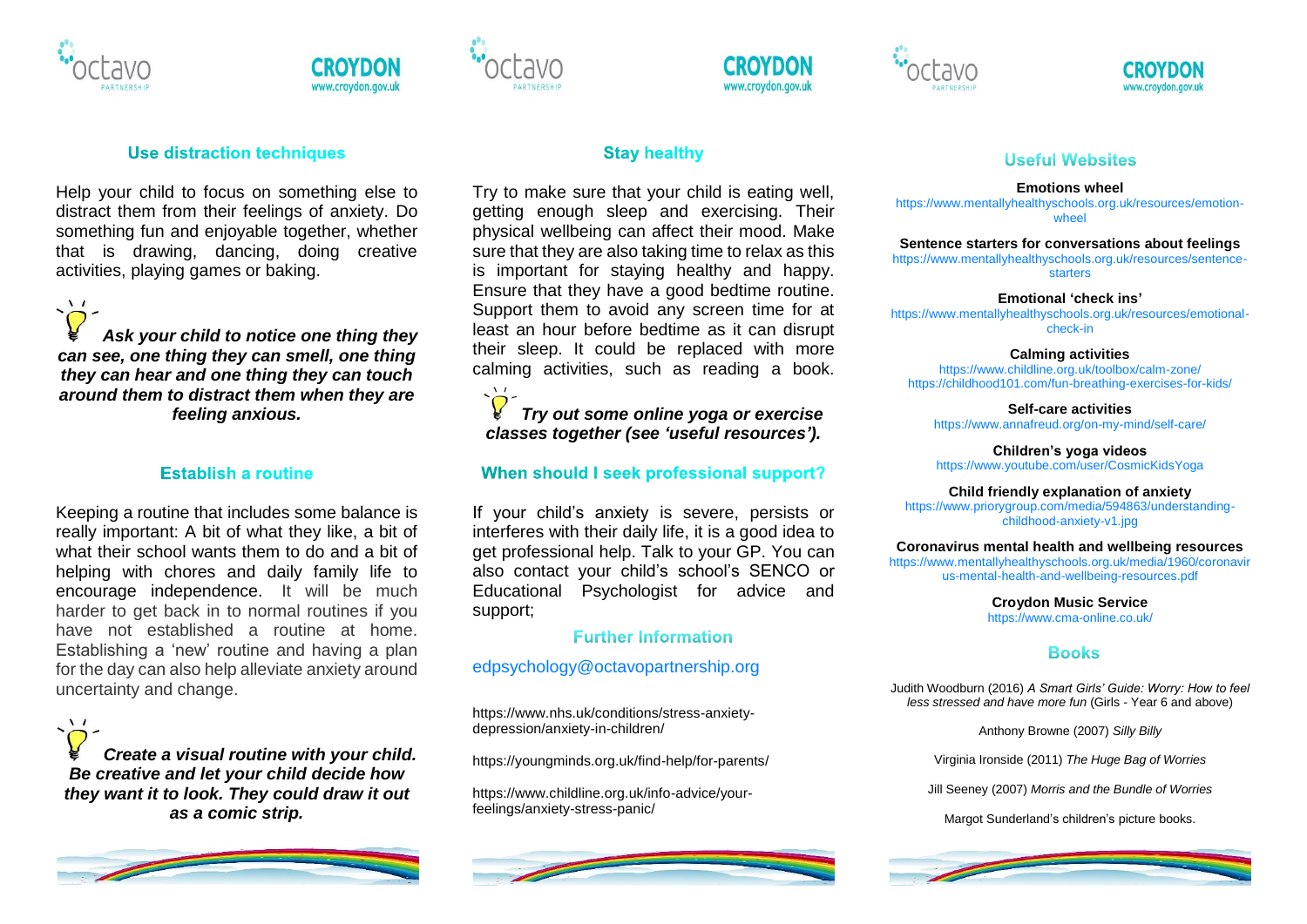## Use distraction techniques

Help your child to focus on something else to distract them from their feelings of anxiety. Do something fun and enjoyable together, whether that is drawing, dancing, doing creative activities, playing games or baking.

***Ask your child to notice one thing they can see, one thing they can smell, one thing they can hear and one thing they can touch around them to distract them when they are feeling anxious.***

## Establish a routine

Keeping a routine that includes some balance is really important: A bit of what they like, a bit of what their school wants them to do and a bit of helping with chores and daily family life to encourage independence. It will be much harder to get back in to normal routines if you have not established a routine at home. Establishing a 'new' routine and having a plan for the day can also help alleviate anxiety around uncertainty and change.

***Create a visual routine with your child. Be creative and let your child decide how they want it to look. They could draw it out as a comic strip.***

## Stay healthy

Try to make sure that your child is eating well, getting enough sleep and exercising. Their physical wellbeing can affect their mood. Make sure that they are also taking time to relax as this is important for staying healthy and happy. Ensure that they have a good bedtime routine. Support them to avoid any screen time for at least an hour before bedtime as it can disrupt their sleep. It could be replaced with more calming activities, such as reading a book.

***Try out some online yoga or exercise classes together (see 'useful resources').***

## When should I seek professional support?

If your child's anxiety is severe, persists or interferes with their daily life, it is a good idea to get professional help. Talk to your GP. You can also contact your child's school's SENCO or Educational Psychologist for advice and support;

## Further Information

edpsychology@octavopartnership.org

https://www.nhs.uk/conditions/stress-anxiety-depression/anxiety-in-children/

https://youngminds.org.uk/find-help/for-parents/

https://www.childline.org.uk/info-advice/your-feelings/anxiety-stress-panic/

## Useful Websites

**Emotions wheel**
https://www.mentallyhealthyschools.org.uk/resources/emotion-wheel

**Sentence starters for conversations about feelings**
https://www.mentallyhealthyschools.org.uk/resources/sentence-starters

**Emotional 'check ins'**
https://www.mentallyhealthyschools.org.uk/resources/emotional-check-in

**Calming activities**
https://www.childline.org.uk/toolbox/calm-zone/
https://childhood101.com/fun-breathing-exercises-for-kids/

**Self-care activities**
https://www.annafreud.org/on-my-mind/self-care/

**Children's yoga videos**
https://www.youtube.com/user/CosmicKidsYoga

**Child friendly explanation of anxiety**
https://www.priorygroup.com/media/594863/understanding-childhood-anxiety-v1.jpg

**Coronavirus mental health and wellbeing resources**
https://www.mentallyhealthyschools.org.uk/media/1960/coronavirus-mental-health-and-wellbeing-resources.pdf

**Croydon Music Service**
https://www.cma-online.co.uk/

## Books

Judith Woodburn (2016) *A Smart Girls' Guide: Worry: How to feel less stressed and have more fun* (Girls - Year 6 and above)

Anthony Browne (2007) *Silly Billy*

Virginia Ironside (2011) *The Huge Bag of Worries*

Jill Seeney (2007) *Morris and the Bundle of Worries*

Margot Sunderland's children's picture books.